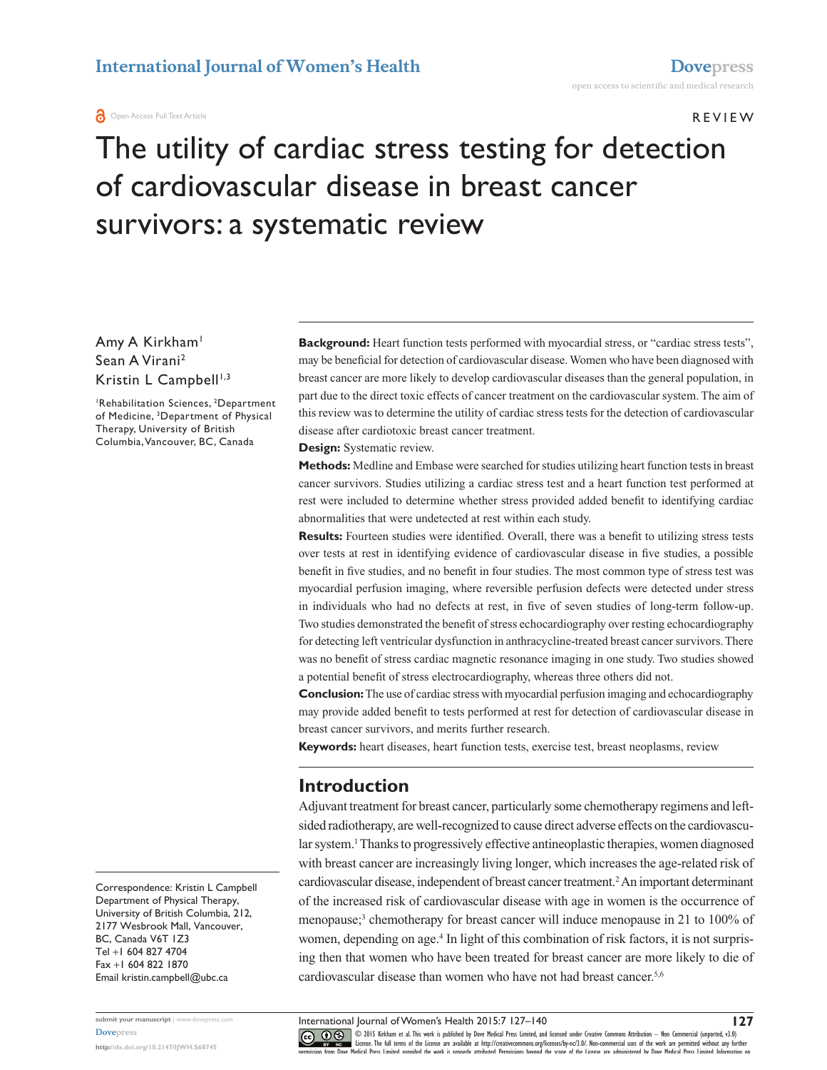Open Access Full Text Article

REVIEW

# The utility of cardiac stress testing for detection of cardiovascular disease in breast cancer survivors: a systematic review

Amy A Kirkham[1]
Sean A Virani[2]
Kristin L Campbell[1,3]

[1]Rehabilitation Sciences, [2]Department of Medicine, [3]Department of Physical Therapy, University of British Columbia, Vancouver, BC, Canada

Correspondence: Kristin L Campbell
Department of Physical Therapy, University of British Columbia, 212, 2177 Wesbrook Mall, Vancouver, BC, Canada V6T 1Z3
Tel +1 604 827 4704
Fax +1 604 822 1870
Email kristin.campbell@ubc.ca

**Background:** Heart function tests performed with myocardial stress, or "cardiac stress tests", may be beneficial for detection of cardiovascular disease. Women who have been diagnosed with breast cancer are more likely to develop cardiovascular diseases than the general population, in part due to the direct toxic effects of cancer treatment on the cardiovascular system. The aim of this review was to determine the utility of cardiac stress tests for the detection of cardiovascular disease after cardiotoxic breast cancer treatment.

**Design:** Systematic review.

**Methods:** Medline and Embase were searched for studies utilizing heart function tests in breast cancer survivors. Studies utilizing a cardiac stress test and a heart function test performed at rest were included to determine whether stress provided added benefit to identifying cardiac abnormalities that were undetected at rest within each study.

**Results:** Fourteen studies were identified. Overall, there was a benefit to utilizing stress tests over tests at rest in identifying evidence of cardiovascular disease in five studies, a possible benefit in five studies, and no benefit in four studies. The most common type of stress test was myocardial perfusion imaging, where reversible perfusion defects were detected under stress in individuals who had no defects at rest, in five of seven studies of long-term follow-up. Two studies demonstrated the benefit of stress echocardiography over resting echocardiography for detecting left ventricular dysfunction in anthracycline-treated breast cancer survivors. There was no benefit of stress cardiac magnetic resonance imaging in one study. Two studies showed a potential benefit of stress electrocardiography, whereas three others did not.

**Conclusion:** The use of cardiac stress with myocardial perfusion imaging and echocardiography may provide added benefit to tests performed at rest for detection of cardiovascular disease in breast cancer survivors, and merits further research.

**Keywords:** heart diseases, heart function tests, exercise test, breast neoplasms, review

## Introduction

Adjuvant treatment for breast cancer, particularly some chemotherapy regimens and left-sided radiotherapy, are well-recognized to cause direct adverse effects on the cardiovascular system.[1] Thanks to progressively effective antineoplastic therapies, women diagnosed with breast cancer are increasingly living longer, which increases the age-related risk of cardiovascular disease, independent of breast cancer treatment.[2] An important determinant of the increased risk of cardiovascular disease with age in women is the occurrence of menopause;[3] chemotherapy for breast cancer will induce menopause in 21 to 100% of women, depending on age.[4] In light of this combination of risk factors, it is not surprising then that women who have been treated for breast cancer are more likely to die of cardiovascular disease than women who have not had breast cancer.[5,6]

© 2015 Kirkham et al. This work is published by Dove Medical Press Limited, and licensed under Creative Commons Attribution – Non Commercial (unported, v3.0) License. The full terms of the License are available at http://creativecommons.org/licenses/by-nc/3.0/. Non-commercial uses of the work are permitted without any further permission from Dove Medical Press Limited, provided the work is properly attributed. Permissions beyond the scope of the License are administered by Dove Medical Press Limited. Information on

http://dx.doi.org/10.2147/IJWH.S68745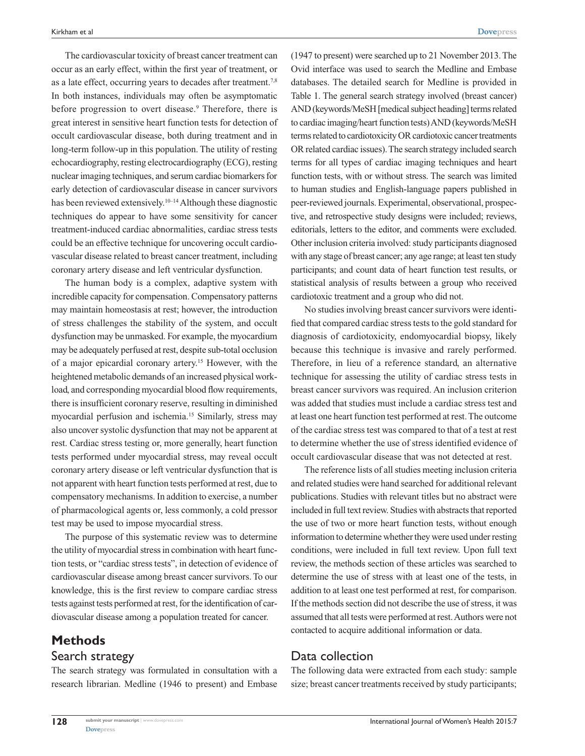The cardiovascular toxicity of breast cancer treatment can occur as an early effect, within the first year of treatment, or as a late effect, occurring years to decades after treatment.[7,8] In both instances, individuals may often be asymptomatic before progression to overt disease.[9] Therefore, there is great interest in sensitive heart function tests for detection of occult cardiovascular disease, both during treatment and in long-term follow-up in this population. The utility of resting echocardiography, resting electrocardiography (ECG), resting nuclear imaging techniques, and serum cardiac biomarkers for early detection of cardiovascular disease in cancer survivors has been reviewed extensively.[10–14] Although these diagnostic techniques do appear to have some sensitivity for cancer treatment-induced cardiac abnormalities, cardiac stress tests could be an effective technique for uncovering occult cardiovascular disease related to breast cancer treatment, including coronary artery disease and left ventricular dysfunction.

The human body is a complex, adaptive system with incredible capacity for compensation. Compensatory patterns may maintain homeostasis at rest; however, the introduction of stress challenges the stability of the system, and occult dysfunction may be unmasked. For example, the myocardium may be adequately perfused at rest, despite sub-total occlusion of a major epicardial coronary artery.[15] However, with the heightened metabolic demands of an increased physical workload, and corresponding myocardial blood flow requirements, there is insufficient coronary reserve, resulting in diminished myocardial perfusion and ischemia.[15] Similarly, stress may also uncover systolic dysfunction that may not be apparent at rest. Cardiac stress testing or, more generally, heart function tests performed under myocardial stress, may reveal occult coronary artery disease or left ventricular dysfunction that is not apparent with heart function tests performed at rest, due to compensatory mechanisms. In addition to exercise, a number of pharmacological agents or, less commonly, a cold pressor test may be used to impose myocardial stress.

The purpose of this systematic review was to determine the utility of myocardial stress in combination with heart function tests, or "cardiac stress tests", in detection of evidence of cardiovascular disease among breast cancer survivors. To our knowledge, this is the first review to compare cardiac stress tests against tests performed at rest, for the identification of cardiovascular disease among a population treated for cancer.

## Methods

### Search strategy

The search strategy was formulated in consultation with a research librarian. Medline (1946 to present) and Embase (1947 to present) were searched up to 21 November 2013. The Ovid interface was used to search the Medline and Embase databases. The detailed search for Medline is provided in Table 1. The general search strategy involved (breast cancer) AND (keywords/MeSH [medical subject heading] terms related to cardiac imaging/heart function tests) AND (keywords/MeSH terms related to cardiotoxicity OR cardiotoxic cancer treatments OR related cardiac issues). The search strategy included search terms for all types of cardiac imaging techniques and heart function tests, with or without stress. The search was limited to human studies and English-language papers published in peer-reviewed journals. Experimental, observational, prospective, and retrospective study designs were included; reviews, editorials, letters to the editor, and comments were excluded. Other inclusion criteria involved: study participants diagnosed with any stage of breast cancer; any age range; at least ten study participants; and count data of heart function test results, or statistical analysis of results between a group who received cardiotoxic treatment and a group who did not.

No studies involving breast cancer survivors were identified that compared cardiac stress tests to the gold standard for diagnosis of cardiotoxicity, endomyocardial biopsy, likely because this technique is invasive and rarely performed. Therefore, in lieu of a reference standard, an alternative technique for assessing the utility of cardiac stress tests in breast cancer survivors was required. An inclusion criterion was added that studies must include a cardiac stress test and at least one heart function test performed at rest. The outcome of the cardiac stress test was compared to that of a test at rest to determine whether the use of stress identified evidence of occult cardiovascular disease that was not detected at rest.

The reference lists of all studies meeting inclusion criteria and related studies were hand searched for additional relevant publications. Studies with relevant titles but no abstract were included in full text review. Studies with abstracts that reported the use of two or more heart function tests, without enough information to determine whether they were used under resting conditions, were included in full text review. Upon full text review, the methods section of these articles was searched to determine the use of stress with at least one of the tests, in addition to at least one test performed at rest, for comparison. If the methods section did not describe the use of stress, it was assumed that all tests were performed at rest. Authors were not contacted to acquire additional information or data.

### Data collection

The following data were extracted from each study: sample size; breast cancer treatments received by study participants;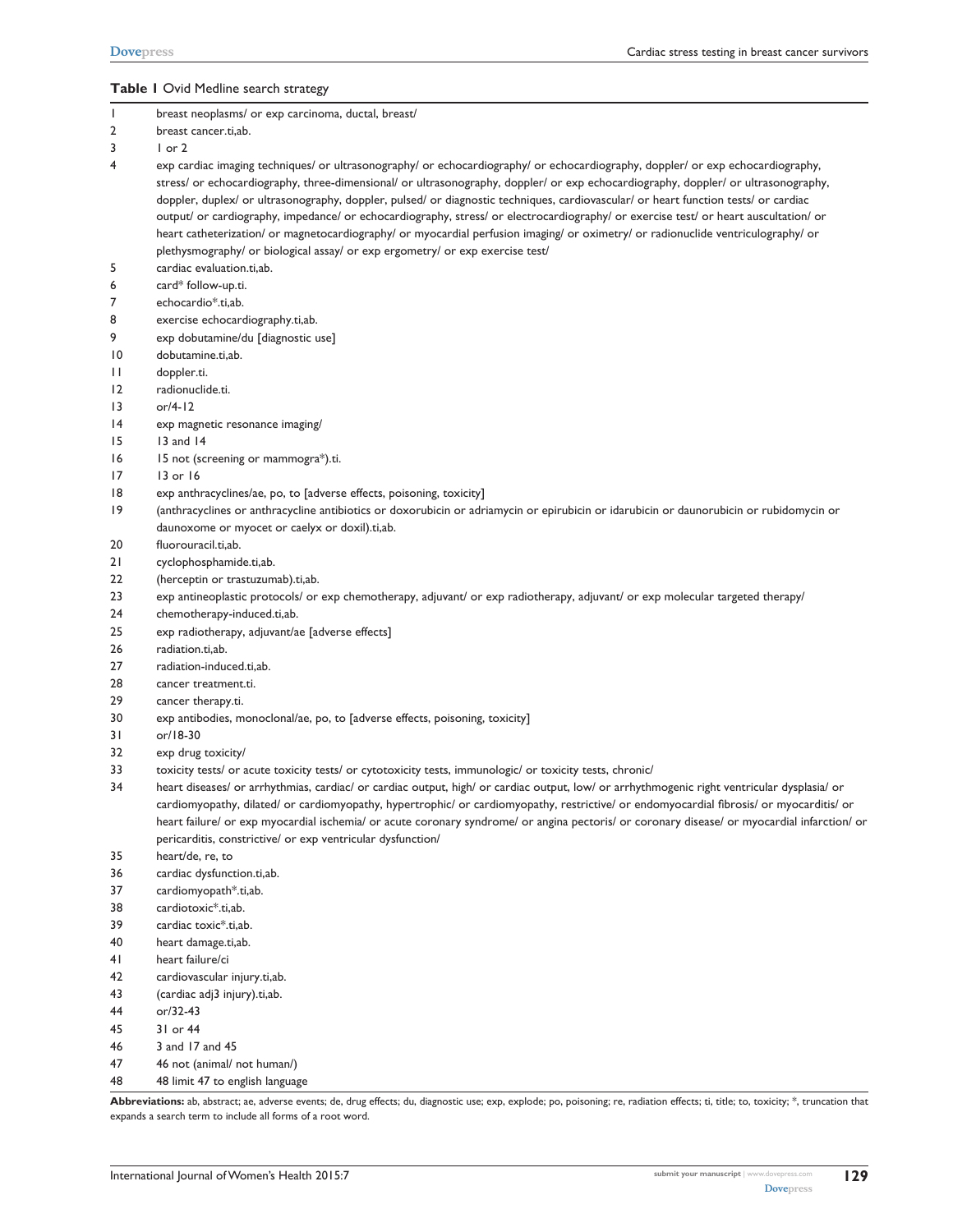**Table 1** Ovid Medline search strategy

| | |
|---|---|
| 1 | breast neoplasms/ or exp carcinoma, ductal, breast/ |
| 2 | breast cancer.ti,ab. |
| 3 | 1 or 2 |
| 4 | exp cardiac imaging techniques/ or ultrasonography/ or echocardiography/ or echocardiography, doppler/ or exp echocardiography, stress/ or echocardiography, three-dimensional/ or ultrasonography, doppler/ or exp echocardiography, doppler/ or ultrasonography, doppler, duplex/ or ultrasonography, doppler, pulsed/ or diagnostic techniques, cardiovascular/ or heart function tests/ or cardiac output/ or cardiography, impedance/ or echocardiography, stress/ or electrocardiography/ or exercise test/ or heart auscultation/ or heart catheterization/ or magnetocardiography/ or myocardial perfusion imaging/ or oximetry/ or radionuclide ventriculography/ or plethysmography/ or biological assay/ or exp ergometry/ or exp exercise test/ |
| 5 | cardiac evaluation.ti,ab. |
| 6 | card* follow-up.ti. |
| 7 | echocardio*.ti,ab. |
| 8 | exercise echocardiography.ti,ab. |
| 9 | exp dobutamine/du [diagnostic use] |
| 10 | dobutamine.ti,ab. |
| 11 | doppler.ti. |
| 12 | radionuclide.ti. |
| 13 | or/4-12 |
| 14 | exp magnetic resonance imaging/ |
| 15 | 13 and 14 |
| 16 | 15 not (screening or mammogra*).ti. |
| 17 | 13 or 16 |
| 18 | exp anthracyclines/ae, po, to [adverse effects, poisoning, toxicity] |
| 19 | (anthracyclines or anthracycline antibiotics or doxorubicin or adriamycin or epirubicin or idarubicin or daunorubicin or rubidomycin or daunoxome or myocet or caelyx or doxil).ti,ab. |
| 20 | fluorouracil.ti,ab. |
| 21 | cyclophosphamide.ti,ab. |
| 22 | (herceptin or trastuzumab).ti,ab. |
| 23 | exp antineoplastic protocols/ or exp chemotherapy, adjuvant/ or exp radiotherapy, adjuvant/ or exp molecular targeted therapy/ |
| 24 | chemotherapy-induced.ti,ab. |
| 25 | exp radiotherapy, adjuvant/ae [adverse effects] |
| 26 | radiation.ti,ab. |
| 27 | radiation-induced.ti,ab. |
| 28 | cancer treatment.ti. |
| 29 | cancer therapy.ti. |
| 30 | exp antibodies, monoclonal/ae, po, to [adverse effects, poisoning, toxicity] |
| 31 | or/18-30 |
| 32 | exp drug toxicity/ |
| 33 | toxicity tests/ or acute toxicity tests/ or cytotoxicity tests, immunologic/ or toxicity tests, chronic/ |
| 34 | heart diseases/ or arrhythmias, cardiac/ or cardiac output, high/ or cardiac output, low/ or arrhythmogenic right ventricular dysplasia/ or cardiomyopathy, dilated/ or cardiomyopathy, hypertrophic/ or cardiomyopathy, restrictive/ or endomyocardial fibrosis/ or myocarditis/ or heart failure/ or exp myocardial ischemia/ or acute coronary syndrome/ or angina pectoris/ or coronary disease/ or myocardial infarction/ or pericarditis, constrictive/ or exp ventricular dysfunction/ |
| 35 | heart/de, re, to |
| 36 | cardiac dysfunction.ti,ab. |
| 37 | cardiomyopath*.ti,ab. |
| 38 | cardiotoxic*.ti,ab. |
| 39 | cardiac toxic*.ti,ab. |
| 40 | heart damage.ti,ab. |
| 41 | heart failure/ci |
| 42 | cardiovascular injury.ti,ab. |
| 43 | (cardiac adj3 injury).ti,ab. |
| 44 | or/32-43 |
| 45 | 31 or 44 |
| 46 | 3 and 17 and 45 |
| 47 | 46 not (animal/ not human/) |
| 48 | 48 limit 47 to english language |

**Abbreviations:** ab, abstract; ae, adverse events; de, drug effects; du, diagnostic use; exp, explode; po, poisoning; re, radiation effects; ti, title; to, toxicity; *, truncation that expands a search term to include all forms of a root word.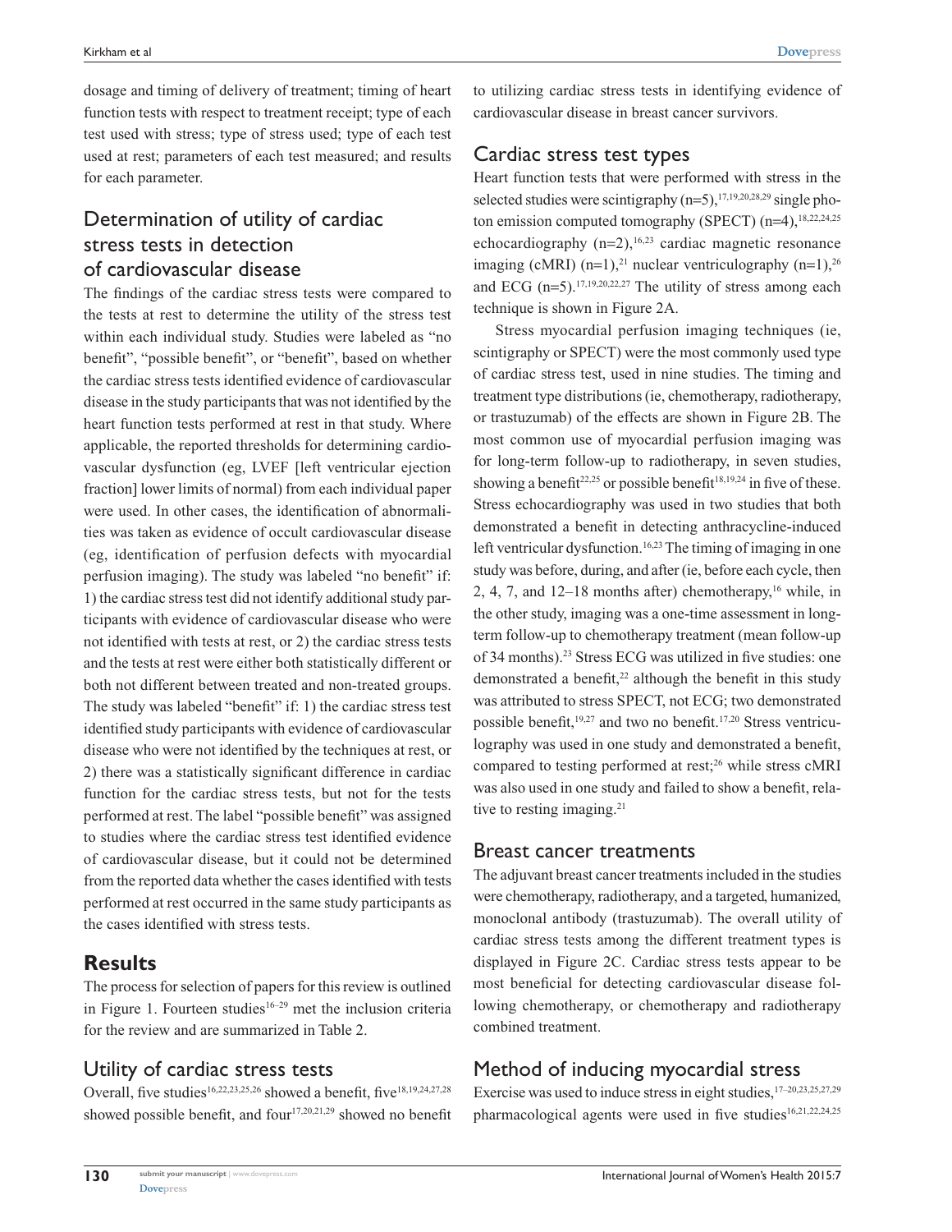dosage and timing of delivery of treatment; timing of heart function tests with respect to treatment receipt; type of each test used with stress; type of stress used; type of each test used at rest; parameters of each test measured; and results for each parameter.

## Determination of utility of cardiac stress tests in detection of cardiovascular disease

The findings of the cardiac stress tests were compared to the tests at rest to determine the utility of the stress test within each individual study. Studies were labeled as "no benefit", "possible benefit", or "benefit", based on whether the cardiac stress tests identified evidence of cardiovascular disease in the study participants that was not identified by the heart function tests performed at rest in that study. Where applicable, the reported thresholds for determining cardiovascular dysfunction (eg, LVEF [left ventricular ejection fraction] lower limits of normal) from each individual paper were used. In other cases, the identification of abnormalities was taken as evidence of occult cardiovascular disease (eg, identification of perfusion defects with myocardial perfusion imaging). The study was labeled "no benefit" if: 1) the cardiac stress test did not identify additional study participants with evidence of cardiovascular disease who were not identified with tests at rest, or 2) the cardiac stress tests and the tests at rest were either both statistically different or both not different between treated and non-treated groups. The study was labeled "benefit" if: 1) the cardiac stress test identified study participants with evidence of cardiovascular disease who were not identified by the techniques at rest, or 2) there was a statistically significant difference in cardiac function for the cardiac stress tests, but not for the tests performed at rest. The label "possible benefit" was assigned to studies where the cardiac stress test identified evidence of cardiovascular disease, but it could not be determined from the reported data whether the cases identified with tests performed at rest occurred in the same study participants as the cases identified with stress tests.

# Results

The process for selection of papers for this review is outlined in Figure 1. Fourteen studies[16–29] met the inclusion criteria for the review and are summarized in Table 2.

## Utility of cardiac stress tests

Overall, five studies[16,22,23,25,26] showed a benefit, five[18,19,24,27,28] showed possible benefit, and four[17,20,21,29] showed no benefit to utilizing cardiac stress tests in identifying evidence of cardiovascular disease in breast cancer survivors.

## Cardiac stress test types

Heart function tests that were performed with stress in the selected studies were scintigraphy (n=5),[17,19,20,28,29] single photon emission computed tomography (SPECT) (n=4),[18,22,24,25] echocardiography (n=2),[16,23] cardiac magnetic resonance imaging (cMRI) (n=1),[21] nuclear ventriculography (n=1),[26] and ECG (n=5).[17,19,20,22,27] The utility of stress among each technique is shown in Figure 2A.

Stress myocardial perfusion imaging techniques (ie, scintigraphy or SPECT) were the most commonly used type of cardiac stress test, used in nine studies. The timing and treatment type distributions (ie, chemotherapy, radiotherapy, or trastuzumab) of the effects are shown in Figure 2B. The most common use of myocardial perfusion imaging was for long-term follow-up to radiotherapy, in seven studies, showing a benefit[22,25] or possible benefit[18,19,24] in five of these. Stress echocardiography was used in two studies that both demonstrated a benefit in detecting anthracycline-induced left ventricular dysfunction.[16,23] The timing of imaging in one study was before, during, and after (ie, before each cycle, then 2, 4, 7, and 12–18 months after) chemotherapy,[16] while, in the other study, imaging was a one-time assessment in long-term follow-up to chemotherapy treatment (mean follow-up of 34 months).[23] Stress ECG was utilized in five studies: one demonstrated a benefit,[22] although the benefit in this study was attributed to stress SPECT, not ECG; two demonstrated possible benefit,[19,27] and two no benefit.[17,20] Stress ventriculography was used in one study and demonstrated a benefit, compared to testing performed at rest;[26] while stress cMRI was also used in one study and failed to show a benefit, relative to resting imaging.[21]

## Breast cancer treatments

The adjuvant breast cancer treatments included in the studies were chemotherapy, radiotherapy, and a targeted, humanized, monoclonal antibody (trastuzumab). The overall utility of cardiac stress tests among the different treatment types is displayed in Figure 2C. Cardiac stress tests appear to be most beneficial for detecting cardiovascular disease following chemotherapy, or chemotherapy and radiotherapy combined treatment.

## Method of inducing myocardial stress

Exercise was used to induce stress in eight studies,[17–20,23,25,27,29] pharmacological agents were used in five studies[16,21,22,24,25]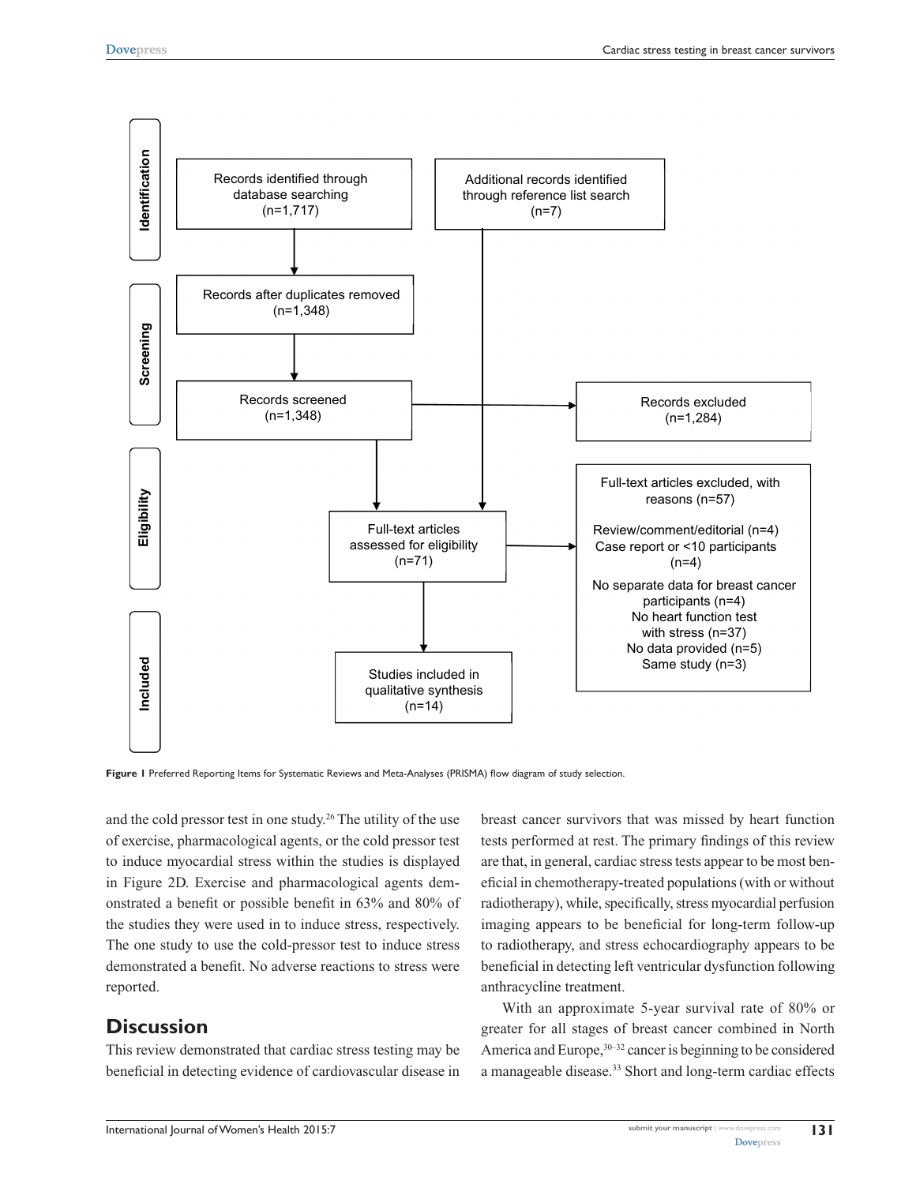Identification

- Records identified through database searching (n=1,717)
- Additional records identified through reference list search (n=7)

Screening

- Records after duplicates removed (n=1,348)
- Records screened (n=1,348)
- Records excluded (n=1,284)

Eligibility

- Full-text articles assessed for eligibility (n=71)
- Full-text articles excluded, with reasons (n=57)
  - Review/comment/editorial (n=4)
  - Case report or <10 participants (n=4)
  - No separate data for breast cancer participants (n=4)
  - No heart function test with stress (n=37)
  - No data provided (n=5)
  - Same study (n=3)

Included

- Studies included in qualitative synthesis (n=14)

**Figure 1** Preferred Reporting Items for Systematic Reviews and Meta-Analyses (PRISMA) flow diagram of study selection.

and the cold pressor test in one study.[26] The utility of the use of exercise, pharmacological agents, or the cold pressor test to induce myocardial stress within the studies is displayed in Figure 2D. Exercise and pharmacological agents demonstrated a benefit or possible benefit in 63% and 80% of the studies they were used in to induce stress, respectively. The one study to use the cold-pressor test to induce stress demonstrated a benefit. No adverse reactions to stress were reported.

## Discussion

This review demonstrated that cardiac stress testing may be beneficial in detecting evidence of cardiovascular disease in breast cancer survivors that was missed by heart function tests performed at rest. The primary findings of this review are that, in general, cardiac stress tests appear to be most beneficial in chemotherapy-treated populations (with or without radiotherapy), while, specifically, stress myocardial perfusion imaging appears to be beneficial for long-term follow-up to radiotherapy, and stress echocardiography appears to be beneficial in detecting left ventricular dysfunction following anthracycline treatment.

With an approximate 5-year survival rate of 80% or greater for all stages of breast cancer combined in North America and Europe,[30–32] cancer is beginning to be considered a manageable disease.[33] Short and long-term cardiac effects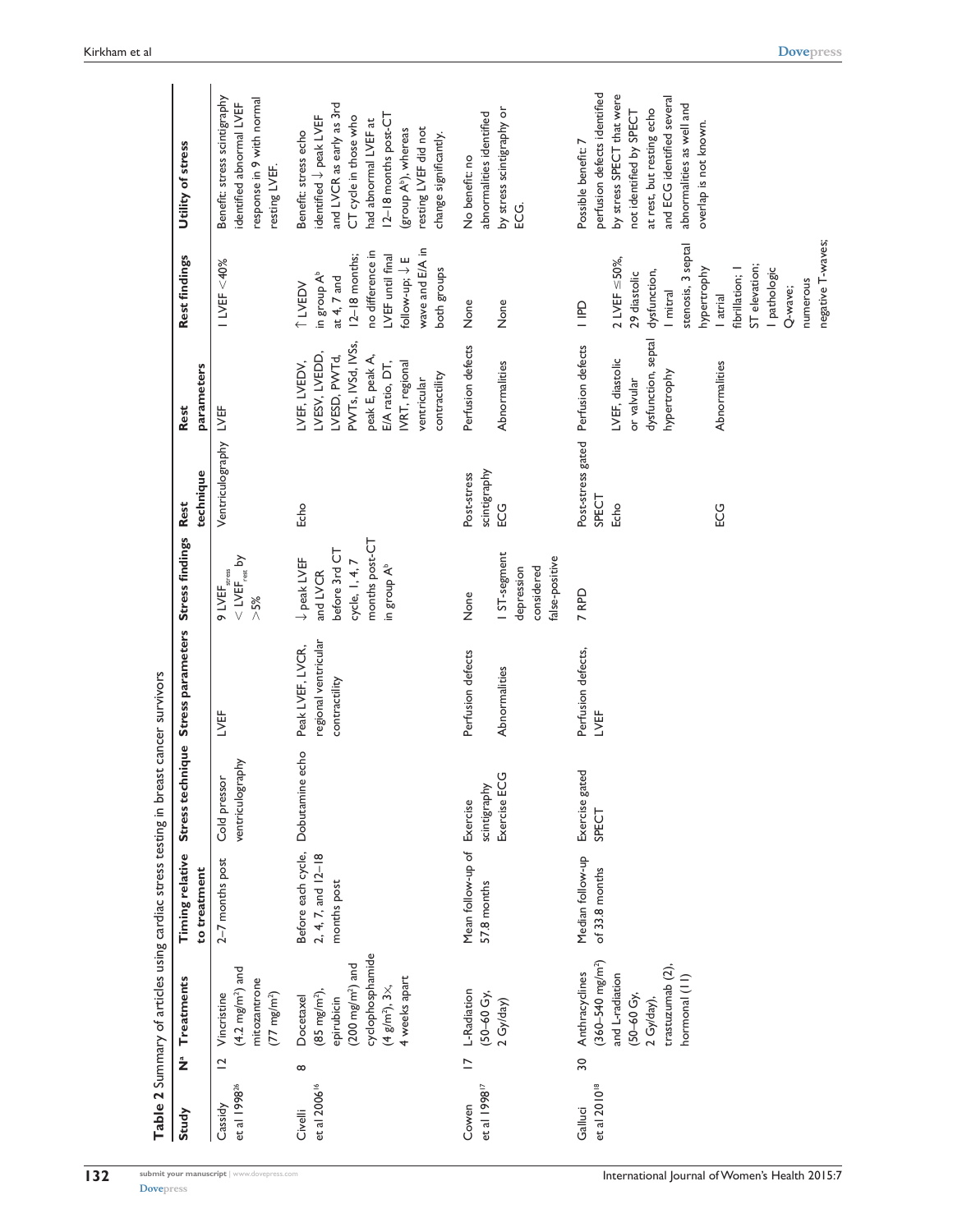**Table 2** Summary of articles using cardiac stress testing in breast cancer survivors

| Study | N[a] | Treatments | Timing relative to treatment | Stress technique | Stress parameters | Stress findings | Rest technique | Rest parameters | Rest findings | Utility of stress |
|---|---|---|---|---|---|---|---|---|---|---|
| Cassidy et al 1998[26] | 12 | Vincristine (4.2 mg/m²) and mitozantrone (77 mg/m²) | 2–7 months post | Cold pressor ventriculography | LVEF | 9 $LVEF_{stress} < LVEF_{rest}$ by >5% | Ventriculography | LVEF | 1 LVEF <40% | Benefit: stress scintigraphy identified abnormal LVEF response in 9 with normal resting LVEF. |
| Civelli et al 2006[16] | 8 | Docetaxel (85 mg/m²), epirubicin (200 mg/m²) and cyclophosphamide (4 g/m²), 3×, 4 weeks apart | Before each cycle, 2, 4, 7, and 12–18 months post | Dobutamine echo | Peak LVEF, LVCR, regional ventricular contractility | ↓ peak LVEF and LVCR before 3rd CT cycle, 1, 4, 7 months post-CT in group A[b] | Echo | LVEF, LVEDV, LVESV, LVEDD, LVESD, PWTd, PWTs, IVSd, IVSs, peak E, peak A, E/A ratio, DT, IVRT, regional ventricular contractility | ↑ LVEDV in group A[b] at 4, 7 and 12–18 months; no difference in LVEF until final follow-up; ↓ E wave and E/A in both groups | Benefit: stress echo identified ↓ peak LVEF and LVCR as early as 3rd CT cycle in those who had abnormal LVEF at 12–18 months post-CT (group A[b]), whereas resting LVEF did not change significantly. |
| Cowen et al 1998[17] | 17 | L-Radiation (50–60 Gy, 2 Gy/day) | Mean follow-up of 57.8 months | Exercise scintigraphy | Perfusion defects | None | Post-stress scintigraphy | Perfusion defects | None | No benefit: no abnormalities identified by stress scintigraphy or ECG. |
| | | | | Exercise ECG | Abnormalities | 1 ST-segment depression considered false-positive | ECG | Abnormalities | None | |
| Galluci et al 2010[18] | 30 | Anthracyclines (360–540 mg/m²) and L-radiation (50–60 Gy, 2 Gy/day), trastuzumab (2), hormonal (11) | Median follow-up of 33.8 months | Exercise gated SPECT | Perfusion defects, LVEF | 7 RPD | Post-stress gated SPECT | Perfusion defects | 1 IPD | Possible benefit: 7 perfusion defects identified by stress SPECT that were not identified by SPECT at rest, but resting echo and ECG identified several abnormalities as well and overlap is not known. |
| | | | | | | | Echo | LVEF, diastolic or valvular dysfunction, septal hypertrophy | 2 LVEF ≤50%, 29 diastolic dysfunction, 1 mitral stenosis, 3 septal hypertrophy | |
| | | | | | | | ECG | Abnormalities | 1 atrial fibrillation; 1 ST elevation; 1 pathologic Q-wave; numerous negative T-waves; | |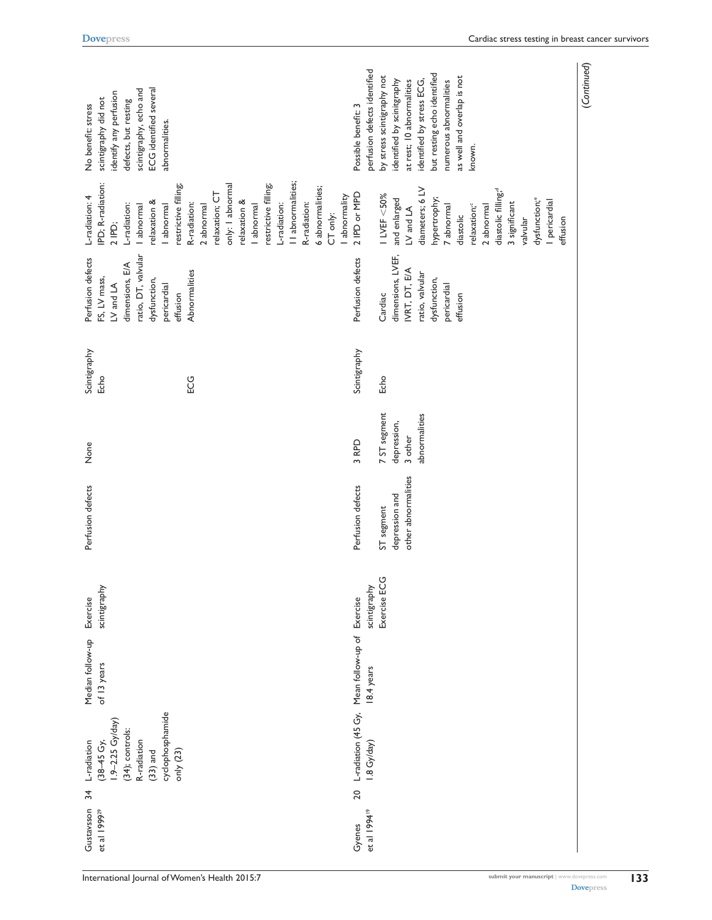| Gustavsson et al 1999[29] | 34 | L-radiation (38–45 Gy, 1.9–2.25 Gy/day) (34); controls: R-radiation (33) and cyclophosphamide only (23) | Median follow-up of 13 years | Exercise scintigraphy | Perfusion defects | None | Scintigraphy<br>Echo<br><br><br><br><br><br>ECG | Perfusion defects<br>FS, LV mass, LV and LA dimensions, E/A ratio, DT, valvular dysfunction, pericardial effusion<br>Abnormalities | L-radiation: 4 IPD; R-radiation: 2 IPD;<br>L-radiation: 1 abnormal relaxation & 1 abnormal restrictive filling; R-radiation: 2 abnormal relaxation; CT only: 1 abnormal relaxation & 1 abnormal restrictive filling;<br>L-radiation: 11 abnormalities; R-radiation: 6 abnormalities; CT only: 1 abnormality | No benefit: stress scintigraphy did not identify any perfusion defects, but resting scintigraphy, echo and ECG identified several abnormalities. |
|---|---|---|---|---|---|---|---|---|---|---|
| Gyenes et al 1994[19] | 20 | L-radiation (45 Gy, 1.8 Gy/day) | Mean follow-up of 18.4 years | Exercise scintigraphy<br>Exercise ECG | Perfusion defects<br>ST segment depression and other abnormalities | 3 RPD<br>7 ST segment depression, 3 other abnormalities | Scintigraphy<br>Echo | Perfusion defects<br>Cardiac dimensions, LVEF, IVRT, DT, E/A ratio, valvular dysfunction, pericardial effusion | 2 IPD or MPD<br>1 LVEF <50% and enlarged LV and LA diameters; 6 LV hypertrophy; 7 abnormal diastolic relaxation;[c] 2 abnormal diastolic filling;[d] 3 significant valvular dysfunction;[e] 1 pericardial effusion | Possible benefit: 3 perfusion defects identified by stress scintigraphy not identified by scintigraphy at rest; 10 abnormalities identified by stress ECG, but resting echo identified numerous abnormalities as well and overlap is not known. |

(Continued)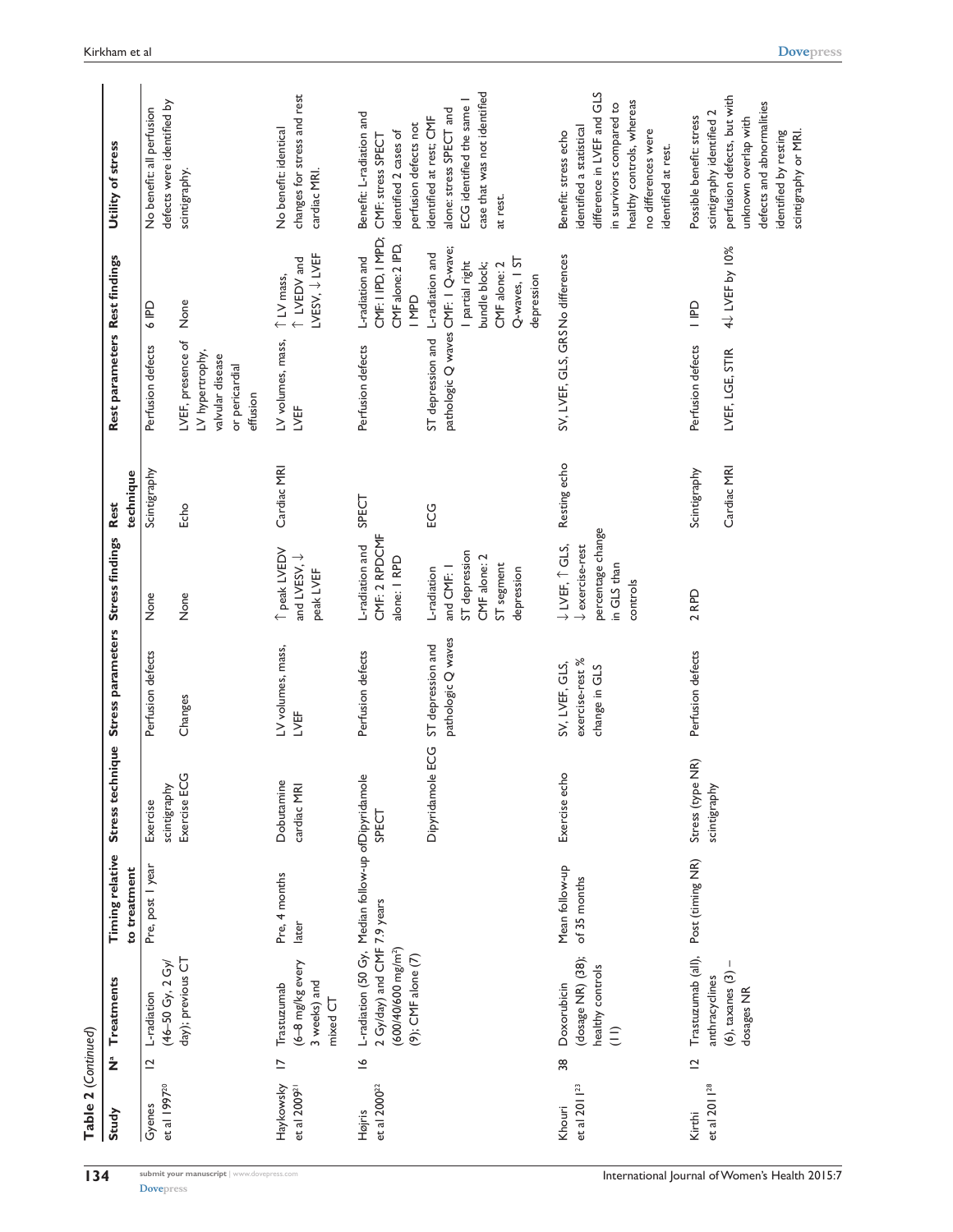**Table 2** (*Continued*)

| Study | N[a] | Treatments | Timing relative to treatment | Stress technique | Stress parameters | Stress findings | Rest technique | Rest parameters | Rest findings | Utility of stress |
|---|---|---|---|---|---|---|---|---|---|---|
| Gyenes et al 1997[20] | 12 | L-radiation (46–50 Gy, 2 Gy/day); previous CT | Pre, post 1 year | Exercise scintigraphy | Perfusion defects | None | Scintigraphy | Perfusion defects | 6 IPD | No benefit: all perfusion defects were identified by scintigraphy. |
| | | | | Exercise ECG | Changes | None | Echo | LVEF, presence of LV hypertrophy, valvular disease or pericardial effusion | None | |
| Haykowsky et al 2009[21] | 17 | Trastuzumab (6–8 mg/kg every 3 weeks) and mixed CT | Pre, 4 months later | Dobutamine cardiac MRI | LV volumes, mass, LVEF | ↑ peak LVEDV and LVESV, ↓ peak LVEF | Cardiac MRI | LV volumes, mass, LVEF | ↑ LV mass, ↑ LVEDV and LVESV, ↓ LVEF | No benefit: identical changes for stress and rest cardiac MRI. |
| Højris et al 2000[22] | 16 | L-radiation (50 Gy, 2 Gy/day) and CMF (600/40/600 mg/m²) (9); CMF alone (7) | Median follow-up of 7.9 years | Dipyridamole SPECT | Perfusion defects | L-radiation and CMF: 2 RPD CMF alone: 1 RPD | SPECT | Perfusion defects | L-radiation and CMF: 1 IPD, 1 MPD; CMF alone: 2 IPD, 1 MPD | Benefit: L-radiation and CMF: stress SPECT identified 2 cases of perfusion defects not identified at rest; CMF alone: stress SPECT and ECG identified the same 1 case that was not identified at rest. |
| | | | | Dipyridamole ECG | ST depression and pathologic Q waves | L-radiation and CMF: 1 ST depression CMF alone: 2 ST segment depression | ECG | ST depression and pathologic Q waves | L-radiation and CMF: 1 Q-wave; 1 partial right bundle block; CMF alone: 2 Q-waves, 1 ST depression | |
| Khouri et al 2011[23] | 38 | Doxorubicin (dosage NR) (38); healthy controls (11) | Mean follow-up of 35 months | Exercise echo | SV, LVEF, GLS, exercise-rest % change in GLS | ↓ LVEF, ↑ GLS, ↓ exercise-rest percentage change in GLS than controls | Resting echo | SV, LVEF, GLS, GRS | No differences | Benefit: stress echo identified a statistical difference in LVEF and GLS in survivors compared to healthy controls, whereas no differences were identified at rest. |
| Kirthi et al 2011[28] | 12 | Trastuzumab (all), anthracyclines (6), taxanes (3) – dosages NR | Post (timing NR) | Stress (type NR) scintigraphy | Perfusion defects | 2 RPD | Scintigraphy | Perfusion defects | 1 IPD | Possible benefit: stress scintigraphy identified 2 perfusion defects, but with unknown overlap with defects and abnormalities identified by resting scintigraphy or MRI. |
| | | | | | | | Cardiac MRI | LVEF, LGE, STIR | 4↓ LVEF by 10% | |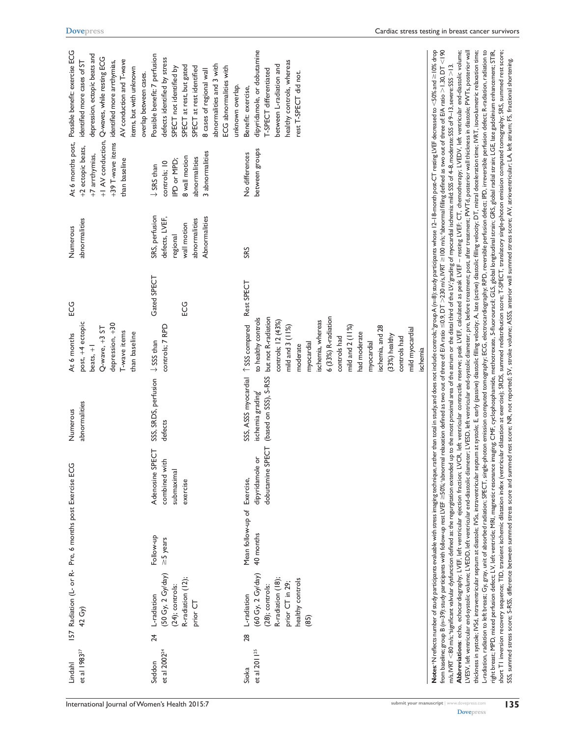| Lindahl et al 1983[27] | 157 | Radiation (L- or R-42 Gy) | Pre, 6 months post | Exercise ECG | Numerous abnormalities | At 6 months post, +4 ectopic beats, +1 Q-wave, +3 ST depression, +30 T-wave items than baseline | ECG | Numerous abnormalities | At 6 months post, +2 ectopic beats, +7 arrthymias, +1 AV conduction, +39 T-wave items than baseline | Possible benefit: exercise ECG identified more cases of ST depression, ectopic beats and Q-waves, while resting ECG identified more arrthymias, AV conduction and T-wave items, but with unknown overlap between cases. |
|---|---|---|---|---|---|---|---|---|---|---|
| Seddon et al 2002[24] | 24 | L-radiation (50 Gy, 2 Gy/day) (24); controls: R-radiation (12); prior CT | Follow-up ≥5 years | Adenosine SPECT combined with submaximal exercise | SSS, SRDS, perfusion defects | ↓ SSS than controls; 7 RPD | Gated SPECT ECG | SRS, perfusion defects, LVEF, regional wall motion abnormalities Abnormalities | ↓ SRS than controls; 10 IPD or MPD; 8 wall motion abnormalities 3 abnormalities | Possible benefit: 7 perfusion defects identified by stress SPECT not identified by SPECT at rest, but gated SPECT at rest identified 8 cases of regional wall abnormalities and 3 with ECG abnormalities with unknown overlap. |
| Sioka et al 2011[25] | 28 | L-radiation (60 Gy, 2 Gy/day) (28); controls: R-radiation (18); prior CT in 29; healthy controls (85) | Mean follow-up of 40 months | Exercise, dipyridamole or dobutamine SPECT | SSS, ASSS myocardial ischemia grading[f] (based on SSS), S-RSS | ↑ SSS compared to healthy controls but not R-radiation controls; 12 (43%) mild and 3 (11%) moderate myocardial ischemia, whereas 6 (33%) R-radiation controls had mild and 2 (11%) had moderate myocardial ischemia, and 28 (33%) healthy controls had mild myocardial ischemia | Rest SPECT | SRS | No differences between groups | Benefit: exercise, dipyridamole, or dobutamine T-SPECT differentiated between L-radiation and healthy controls, whereas rest T-SPECT did not. |

**Notes:** [a]N reflects number of study participants evaluable with stress imaging technique, rather than total in study, and does not include controls; [b]group A (n=8): study participants whose 12–18-month post-CT resting LVEF decreased to <50% and ≥10% drop from baseline; group B (n=39): study participants with follow-up rest LVEF ≥50%; [c]abnormal relaxation defined as two out of three of: E/A ratio ≤0.9, DT >230 m/s, IVRT ≥100 m/s; [d]abnormal filling defined as two out of three of: E/A ratio >1.30, DT <190 m/s, IVRT <80 m/s; [e]significant valvular dysfunction defined as: the regurgitation extended up to the most proximal area of the atrium or the distal third of the LV; [f]grading of myocardial ischemia: mild: SSS of 4–8, moderate: SSS of 9–13, severe: SSS >13.

**Abbreviations:** echo, echocardiography; LVEF, left ventricular ejection fraction; LVCR, left ventricular contractile reserve; peak LVEF, calculated as peak LVEF – resting LVEF; CT, chemotherapy; LVEDV, left ventricular end-diastolic volume; LVESV, left ventricular end-systolic volume; LVEDD, left ventricular end-diastolic diameter; LVESD, left ventricular end-systolic diameter; pre, before treatment; post, after treatment; PWTd, posterior wall thickness in diastole; PWTs, posterior wall thickness in systole; IVSd, intraventricular septum at diastole; IVSs, intraventricular septum at systole; E, early (passive) diastolic filling velocity; A, late (active) diastolic filling velocity; DT, mitral deceleration time; IVRT, isovolumetric relaxation time; L-radiation, radiation to left breast; Gy, gray, unit of absorbed radiation; SPECT, single-photon emission computed tomography; ECG, electrocardiography; RPD, reversible perfusion defect; IPD, irreversible perfusion defect; R-radiation, radiation to right breast; MPD, mixed perfusion defect; LV, left ventricle; MRI, magnetic resonance imaging; CMF, cyclophosphamide, methotrexate, 5-fluorouracil; GLS, global longitudinal strain; GRS, global radial strain; LGE, late gadolinium enhancement; STIR, short T1 inversion recovery sequence; TID, transient ischemic dilatation index (ventricular dilatation at exercise); SRDS, summed redistribution score; T-SPECT, translatory single-photon emission computed tomography; SRS, summed rest score; SSS, summed stress score; S-RSS, difference between summed stress score and summed rest score; NR, not reported; SV, stroke volume; ASSS, anterior wall summed stress score; AV, atrioventricular; LA, left atrium; FS, fractional shortening.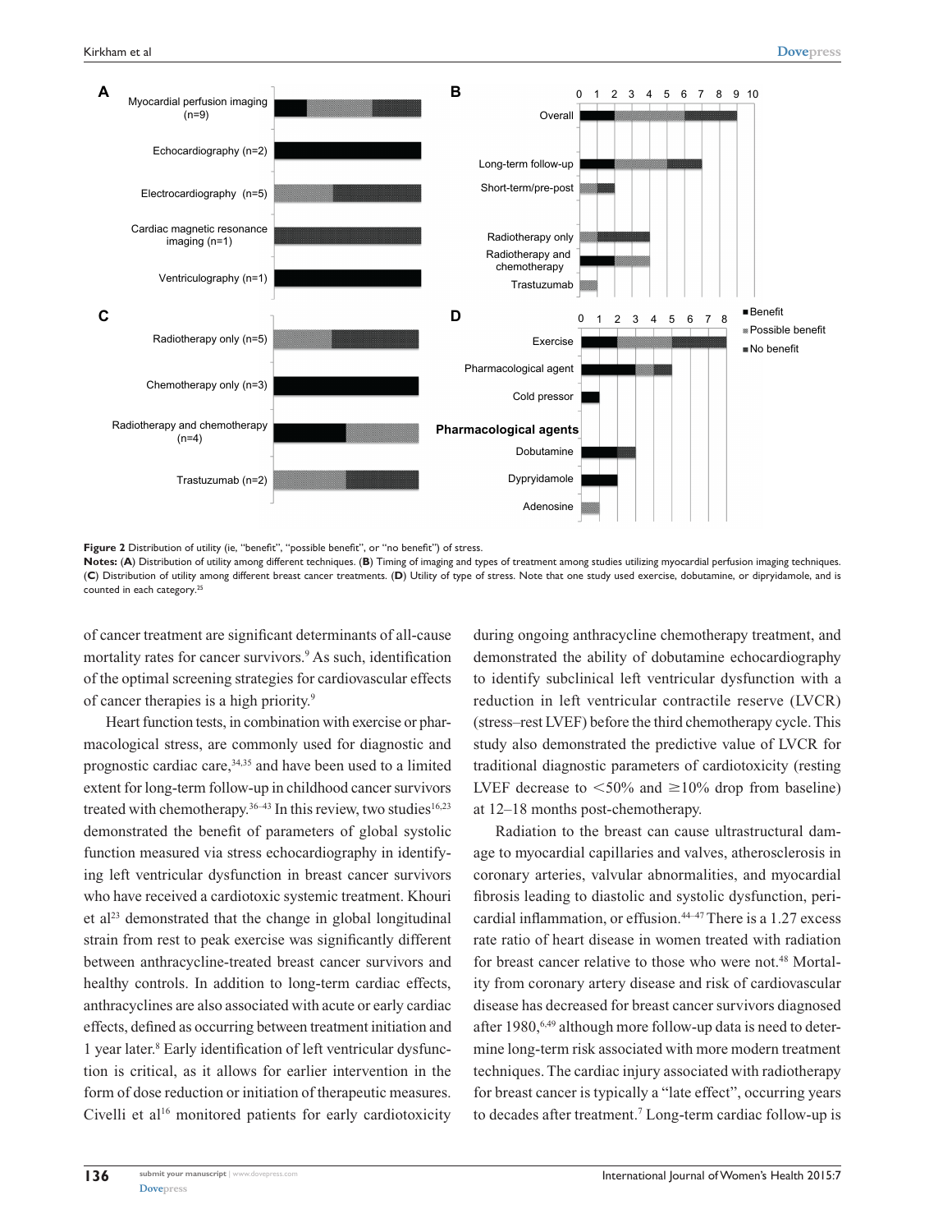Figure 2 Distribution of utility (ie, "benefit", "possible benefit", or "no benefit") of stress.

**Notes:** (**A**) Distribution of utility among different techniques. (**B**) Timing of imaging and types of treatment among studies utilizing myocardial perfusion imaging techniques. (**C**) Distribution of utility among different breast cancer treatments. (**D**) Utility of type of stress. Note that one study used exercise, dobutamine, or dipryidamole, and is counted in each category.[25]

of cancer treatment are significant determinants of all-cause mortality rates for cancer survivors.[9] As such, identification of the optimal screening strategies for cardiovascular effects of cancer therapies is a high priority.[9]

Heart function tests, in combination with exercise or pharmacological stress, are commonly used for diagnostic and prognostic cardiac care,[34,35] and have been used to a limited extent for long-term follow-up in childhood cancer survivors treated with chemotherapy.[36–43] In this review, two studies[16,23] demonstrated the benefit of parameters of global systolic function measured via stress echocardiography in identifying left ventricular dysfunction in breast cancer survivors who have received a cardiotoxic systemic treatment. Khouri et al[23] demonstrated that the change in global longitudinal strain from rest to peak exercise was significantly different between anthracycline-treated breast cancer survivors and healthy controls. In addition to long-term cardiac effects, anthracyclines are also associated with acute or early cardiac effects, defined as occurring between treatment initiation and 1 year later.[8] Early identification of left ventricular dysfunction is critical, as it allows for earlier intervention in the form of dose reduction or initiation of therapeutic measures. Civelli et al[16] monitored patients for early cardiotoxicity during ongoing anthracycline chemotherapy treatment, and demonstrated the ability of dobutamine echocardiography to identify subclinical left ventricular dysfunction with a reduction in left ventricular contractile reserve (LVCR) (stress–rest LVEF) before the third chemotherapy cycle. This study also demonstrated the predictive value of LVCR for traditional diagnostic parameters of cardiotoxicity (resting LVEF decrease to $<50\%$ and $\geq 10\%$ drop from baseline) at 12–18 months post-chemotherapy.

Radiation to the breast can cause ultrastructural damage to myocardial capillaries and valves, atherosclerosis in coronary arteries, valvular abnormalities, and myocardial fibrosis leading to diastolic and systolic dysfunction, pericardial inflammation, or effusion.[44–47] There is a 1.27 excess rate ratio of heart disease in women treated with radiation for breast cancer relative to those who were not.[48] Mortality from coronary artery disease and risk of cardiovascular disease has decreased for breast cancer survivors diagnosed after 1980,[6,49] although more follow-up data is need to determine long-term risk associated with more modern treatment techniques. The cardiac injury associated with radiotherapy for breast cancer is typically a "late effect", occurring years to decades after treatment.[7] Long-term cardiac follow-up is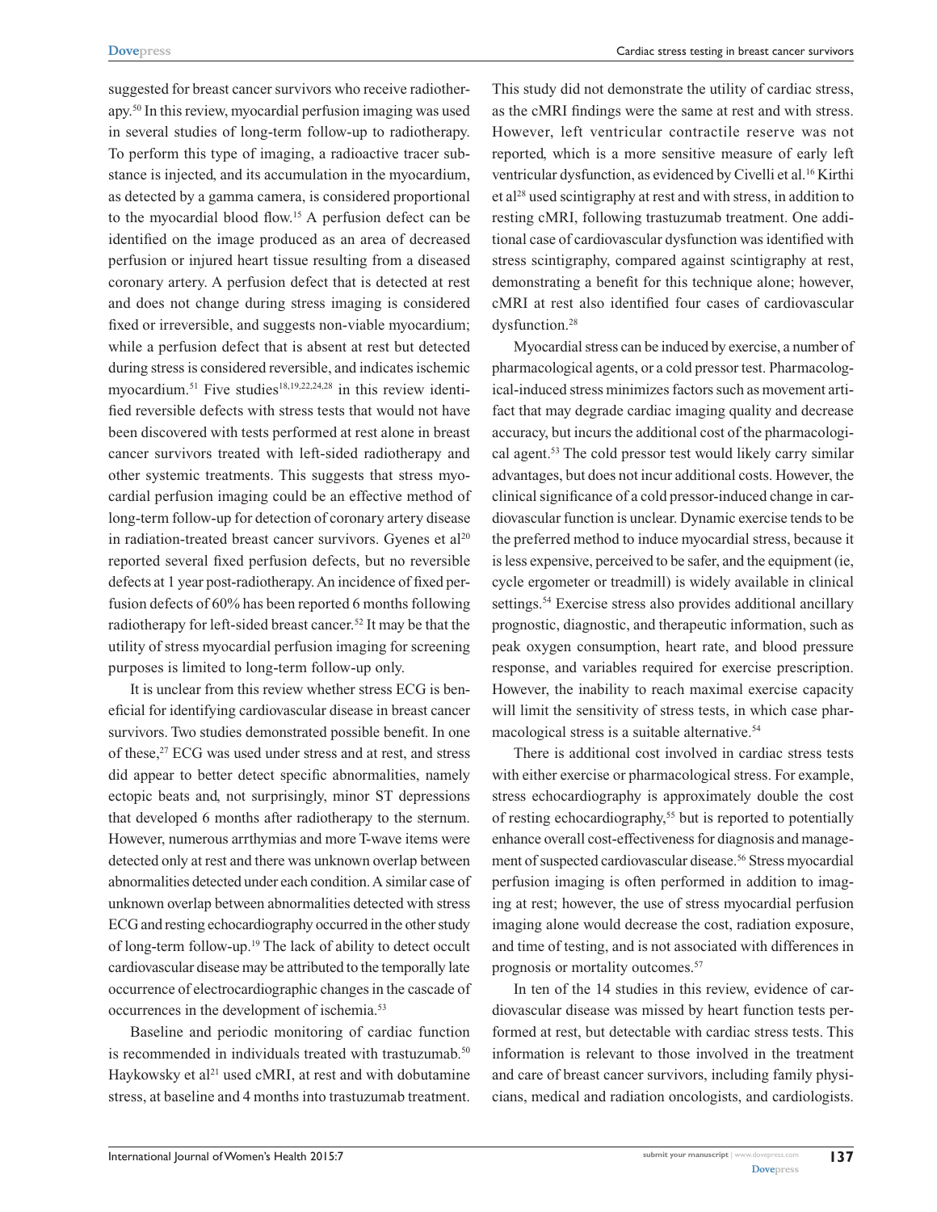suggested for breast cancer survivors who receive radiotherapy.[50] In this review, myocardial perfusion imaging was used in several studies of long-term follow-up to radiotherapy. To perform this type of imaging, a radioactive tracer substance is injected, and its accumulation in the myocardium, as detected by a gamma camera, is considered proportional to the myocardial blood flow.[15] A perfusion defect can be identified on the image produced as an area of decreased perfusion or injured heart tissue resulting from a diseased coronary artery. A perfusion defect that is detected at rest and does not change during stress imaging is considered fixed or irreversible, and suggests non-viable myocardium; while a perfusion defect that is absent at rest but detected during stress is considered reversible, and indicates ischemic myocardium.[51] Five studies[18,19,22,24,28] in this review identified reversible defects with stress tests that would not have been discovered with tests performed at rest alone in breast cancer survivors treated with left-sided radiotherapy and other systemic treatments. This suggests that stress myocardial perfusion imaging could be an effective method of long-term follow-up for detection of coronary artery disease in radiation-treated breast cancer survivors. Gyenes et al[20] reported several fixed perfusion defects, but no reversible defects at 1 year post-radiotherapy. An incidence of fixed perfusion defects of 60% has been reported 6 months following radiotherapy for left-sided breast cancer.[52] It may be that the utility of stress myocardial perfusion imaging for screening purposes is limited to long-term follow-up only.

It is unclear from this review whether stress ECG is beneficial for identifying cardiovascular disease in breast cancer survivors. Two studies demonstrated possible benefit. In one of these,[27] ECG was used under stress and at rest, and stress did appear to better detect specific abnormalities, namely ectopic beats and, not surprisingly, minor ST depressions that developed 6 months after radiotherapy to the sternum. However, numerous arrthymias and more T-wave items were detected only at rest and there was unknown overlap between abnormalities detected under each condition. A similar case of unknown overlap between abnormalities detected with stress ECG and resting echocardiography occurred in the other study of long-term follow-up.[19] The lack of ability to detect occult cardiovascular disease may be attributed to the temporally late occurrence of electrocardiographic changes in the cascade of occurrences in the development of ischemia.[53]

Baseline and periodic monitoring of cardiac function is recommended in individuals treated with trastuzumab.[50] Haykowsky et al[21] used cMRI, at rest and with dobutamine stress, at baseline and 4 months into trastuzumab treatment. This study did not demonstrate the utility of cardiac stress, as the cMRI findings were the same at rest and with stress. However, left ventricular contractile reserve was not reported, which is a more sensitive measure of early left ventricular dysfunction, as evidenced by Civelli et al.[16] Kirthi et al[28] used scintigraphy at rest and with stress, in addition to resting cMRI, following trastuzumab treatment. One additional case of cardiovascular dysfunction was identified with stress scintigraphy, compared against scintigraphy at rest, demonstrating a benefit for this technique alone; however, cMRI at rest also identified four cases of cardiovascular dysfunction.[28]

Myocardial stress can be induced by exercise, a number of pharmacological agents, or a cold pressor test. Pharmacological-induced stress minimizes factors such as movement artifact that may degrade cardiac imaging quality and decrease accuracy, but incurs the additional cost of the pharmacological agent.[53] The cold pressor test would likely carry similar advantages, but does not incur additional costs. However, the clinical significance of a cold pressor-induced change in cardiovascular function is unclear. Dynamic exercise tends to be the preferred method to induce myocardial stress, because it is less expensive, perceived to be safer, and the equipment (ie, cycle ergometer or treadmill) is widely available in clinical settings.[54] Exercise stress also provides additional ancillary prognostic, diagnostic, and therapeutic information, such as peak oxygen consumption, heart rate, and blood pressure response, and variables required for exercise prescription. However, the inability to reach maximal exercise capacity will limit the sensitivity of stress tests, in which case pharmacological stress is a suitable alternative.[54]

There is additional cost involved in cardiac stress tests with either exercise or pharmacological stress. For example, stress echocardiography is approximately double the cost of resting echocardiography,[55] but is reported to potentially enhance overall cost-effectiveness for diagnosis and management of suspected cardiovascular disease.[56] Stress myocardial perfusion imaging is often performed in addition to imaging at rest; however, the use of stress myocardial perfusion imaging alone would decrease the cost, radiation exposure, and time of testing, and is not associated with differences in prognosis or mortality outcomes.[57]

In ten of the 14 studies in this review, evidence of cardiovascular disease was missed by heart function tests performed at rest, but detectable with cardiac stress tests. This information is relevant to those involved in the treatment and care of breast cancer survivors, including family physicians, medical and radiation oncologists, and cardiologists.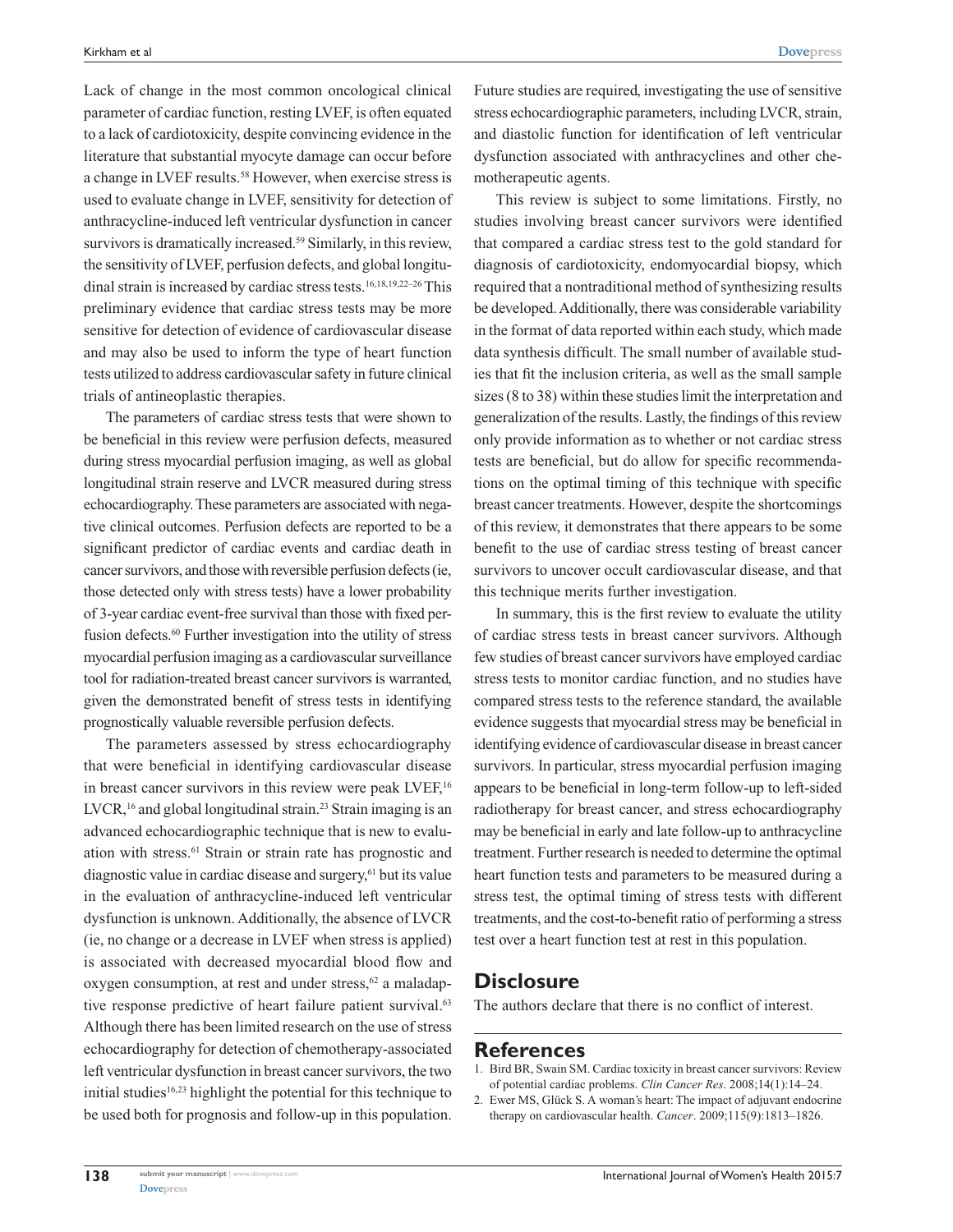Lack of change in the most common oncological clinical parameter of cardiac function, resting LVEF, is often equated to a lack of cardiotoxicity, despite convincing evidence in the literature that substantial myocyte damage can occur before a change in LVEF results.[58] However, when exercise stress is used to evaluate change in LVEF, sensitivity for detection of anthracycline-induced left ventricular dysfunction in cancer survivors is dramatically increased.[59] Similarly, in this review, the sensitivity of LVEF, perfusion defects, and global longitudinal strain is increased by cardiac stress tests.[16,18,19,22–26] This preliminary evidence that cardiac stress tests may be more sensitive for detection of evidence of cardiovascular disease and may also be used to inform the type of heart function tests utilized to address cardiovascular safety in future clinical trials of antineoplastic therapies.

The parameters of cardiac stress tests that were shown to be beneficial in this review were perfusion defects, measured during stress myocardial perfusion imaging, as well as global longitudinal strain reserve and LVCR measured during stress echocardiography. These parameters are associated with negative clinical outcomes. Perfusion defects are reported to be a significant predictor of cardiac events and cardiac death in cancer survivors, and those with reversible perfusion defects (ie, those detected only with stress tests) have a lower probability of 3-year cardiac event-free survival than those with fixed perfusion defects.[60] Further investigation into the utility of stress myocardial perfusion imaging as a cardiovascular surveillance tool for radiation-treated breast cancer survivors is warranted, given the demonstrated benefit of stress tests in identifying prognostically valuable reversible perfusion defects.

The parameters assessed by stress echocardiography that were beneficial in identifying cardiovascular disease in breast cancer survivors in this review were peak LVEF,[16] LVCR,[16] and global longitudinal strain.[23] Strain imaging is an advanced echocardiographic technique that is new to evaluation with stress.[61] Strain or strain rate has prognostic and diagnostic value in cardiac disease and surgery,[61] but its value in the evaluation of anthracycline-induced left ventricular dysfunction is unknown. Additionally, the absence of LVCR (ie, no change or a decrease in LVEF when stress is applied) is associated with decreased myocardial blood flow and oxygen consumption, at rest and under stress,[62] a maladaptive response predictive of heart failure patient survival.[63] Although there has been limited research on the use of stress echocardiography for detection of chemotherapy-associated left ventricular dysfunction in breast cancer survivors, the two initial studies[16,23] highlight the potential for this technique to be used both for prognosis and follow-up in this population. Future studies are required, investigating the use of sensitive stress echocardiographic parameters, including LVCR, strain, and diastolic function for identification of left ventricular dysfunction associated with anthracyclines and other chemotherapeutic agents.

This review is subject to some limitations. Firstly, no studies involving breast cancer survivors were identified that compared a cardiac stress test to the gold standard for diagnosis of cardiotoxicity, endomyocardial biopsy, which required that a nontraditional method of synthesizing results be developed. Additionally, there was considerable variability in the format of data reported within each study, which made data synthesis difficult. The small number of available studies that fit the inclusion criteria, as well as the small sample sizes (8 to 38) within these studies limit the interpretation and generalization of the results. Lastly, the findings of this review only provide information as to whether or not cardiac stress tests are beneficial, but do allow for specific recommendations on the optimal timing of this technique with specific breast cancer treatments. However, despite the shortcomings of this review, it demonstrates that there appears to be some benefit to the use of cardiac stress testing of breast cancer survivors to uncover occult cardiovascular disease, and that this technique merits further investigation.

In summary, this is the first review to evaluate the utility of cardiac stress tests in breast cancer survivors. Although few studies of breast cancer survivors have employed cardiac stress tests to monitor cardiac function, and no studies have compared stress tests to the reference standard, the available evidence suggests that myocardial stress may be beneficial in identifying evidence of cardiovascular disease in breast cancer survivors. In particular, stress myocardial perfusion imaging appears to be beneficial in long-term follow-up to left-sided radiotherapy for breast cancer, and stress echocardiography may be beneficial in early and late follow-up to anthracycline treatment. Further research is needed to determine the optimal heart function tests and parameters to be measured during a stress test, the optimal timing of stress tests with different treatments, and the cost-to-benefit ratio of performing a stress test over a heart function test at rest in this population.

## Disclosure

The authors declare that there is no conflict of interest.

## References

1. Bird BR, Swain SM. Cardiac toxicity in breast cancer survivors: Review of potential cardiac problems. *Clin Cancer Res*. 2008;14(1):14–24.
2. Ewer MS, Glück S. A woman's heart: The impact of adjuvant endocrine therapy on cardiovascular health. *Cancer*. 2009;115(9):1813–1826.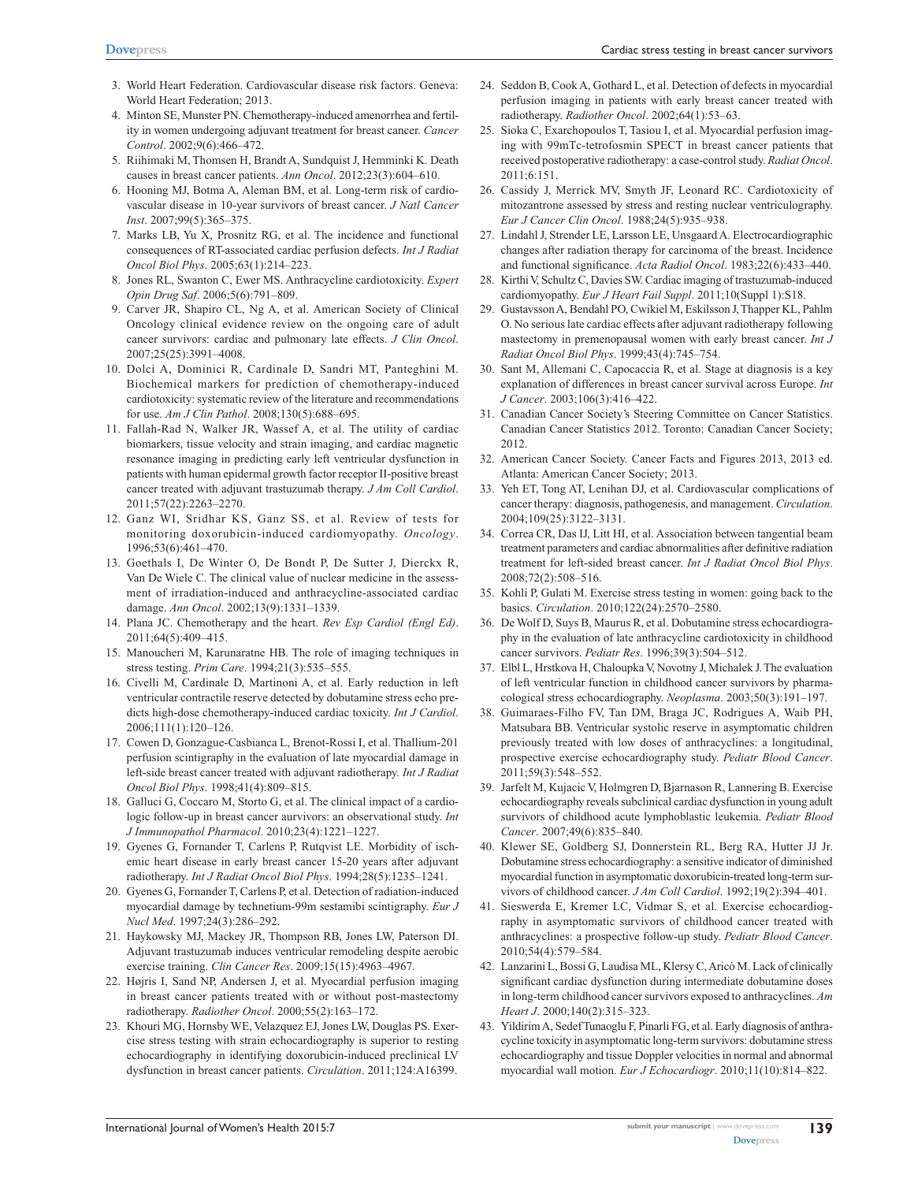3. World Heart Federation. Cardiovascular disease risk factors. Geneva: World Heart Federation; 2013.
4. Minton SE, Munster PN. Chemotherapy-induced amenorrhea and fertility in women undergoing adjuvant treatment for breast cancer. *Cancer Control*. 2002;9(6):466–472.
5. Riihimaki M, Thomsen H, Brandt A, Sundquist J, Hemminki K. Death causes in breast cancer patients. *Ann Oncol*. 2012;23(3):604–610.
6. Hooning MJ, Botma A, Aleman BM, et al. Long-term risk of cardiovascular disease in 10-year survivors of breast cancer. *J Natl Cancer Inst*. 2007;99(5):365–375.
7. Marks LB, Yu X, Prosnitz RG, et al. The incidence and functional consequences of RT-associated cardiac perfusion defects. *Int J Radiat Oncol Biol Phys*. 2005;63(1):214–223.
8. Jones RL, Swanton C, Ewer MS. Anthracycline cardiotoxicity. *Expert Opin Drug Saf*. 2006;5(6):791–809.
9. Carver JR, Shapiro CL, Ng A, et al. American Society of Clinical Oncology clinical evidence review on the ongoing care of adult cancer survivors: cardiac and pulmonary late effects. *J Clin Oncol*. 2007;25(25):3991–4008.
10. Dolci A, Dominici R, Cardinale D, Sandri MT, Panteghini M. Biochemical markers for prediction of chemotherapy-induced cardiotoxicity: systematic review of the literature and recommendations for use. *Am J Clin Pathol*. 2008;130(5):688–695.
11. Fallah-Rad N, Walker JR, Wassef A, et al. The utility of cardiac biomarkers, tissue velocity and strain imaging, and cardiac magnetic resonance imaging in predicting early left ventricular dysfunction in patients with human epidermal growth factor receptor II-positive breast cancer treated with adjuvant trastuzumab therapy. *J Am Coll Cardiol*. 2011;57(22):2263–2270.
12. Ganz WI, Sridhar KS, Ganz SS, et al. Review of tests for monitoring doxorubicin-induced cardiomyopathy. *Oncology*. 1996;53(6):461–470.
13. Goethals I, De Winter O, De Bondt P, De Sutter J, Dierckx R, Van De Wiele C. The clinical value of nuclear medicine in the assessment of irradiation-induced and anthracycline-associated cardiac damage. *Ann Oncol*. 2002;13(9):1331–1339.
14. Plana JC. Chemotherapy and the heart. *Rev Esp Cardiol (Engl Ed)*. 2011;64(5):409–415.
15. Manoucheri M, Karunaratne HB. The role of imaging techniques in stress testing. *Prim Care*. 1994;21(3):535–555.
16. Civelli M, Cardinale D, Martinoni A, et al. Early reduction in left ventricular contractile reserve detected by dobutamine stress echo predicts high-dose chemotherapy-induced cardiac toxicity. *Int J Cardiol*. 2006;111(1):120–126.
17. Cowen D, Gonzague-Casbianca L, Brenot-Rossi I, et al. Thallium-201 perfusion scintigraphy in the evaluation of late myocardial damage in left-side breast cancer treated with adjuvant radiotherapy. *Int J Radiat Oncol Biol Phys*. 1998;41(4):809–815.
18. Galluci G, Coccaro M, Storto G, et al. The clinical impact of a cardiologic follow-up in breast cancer aurvivors: an observational study. *Int J Immunopathol Pharmacol*. 2010;23(4):1221–1227.
19. Gyenes G, Fornander T, Carlens P, Rutqvist LE. Morbidity of ischemic heart disease in early breast cancer 15-20 years after adjuvant radiotherapy. *Int J Radiat Oncol Biol Phys*. 1994;28(5):1235–1241.
20. Gyenes G, Fornander T, Carlens P, et al. Detection of radiation-induced myocardial damage by technetium-99m sestamibi scintigraphy. *Eur J Nucl Med*. 1997;24(3):286–292.
21. Haykowsky MJ, Mackey JR, Thompson RB, Jones LW, Paterson DI. Adjuvant trastuzumab induces ventricular remodeling despite aerobic exercise training. *Clin Cancer Res*. 2009;15(15):4963–4967.
22. Højris I, Sand NP, Andersen J, et al. Myocardial perfusion imaging in breast cancer patients treated with or without post-mastectomy radiotherapy. *Radiother Oncol*. 2000;55(2):163–172.
23. Khouri MG, Hornsby WE, Velazquez EJ, Jones LW, Douglas PS. Exercise stress testing with strain echocardiography is superior to resting echocardiography in identifying doxorubicin-induced preclinical LV dysfunction in breast cancer patients. *Circulation*. 2011;124:A16399.
24. Seddon B, Cook A, Gothard L, et al. Detection of defects in myocardial perfusion imaging in patients with early breast cancer treated with radiotherapy. *Radiother Oncol*. 2002;64(1):53–63.
25. Sioka C, Exarchopoulos T, Tasiou I, et al. Myocardial perfusion imaging with 99mTc-tetrofosmin SPECT in breast cancer patients that received postoperative radiotherapy: a case-control study. *Radiat Oncol*. 2011;6:151.
26. Cassidy J, Merrick MV, Smyth JF, Leonard RC. Cardiotoxicity of mitozantrone assessed by stress and resting nuclear ventriculography. *Eur J Cancer Clin Oncol*. 1988;24(5):935–938.
27. Lindahl J, Strender LE, Larsson LE, Unsgaard A. Electrocardiographic changes after radiation therapy for carcinoma of the breast. Incidence and functional significance. *Acta Radiol Oncol*. 1983;22(6):433–440.
28. Kirthi V, Schultz C, Davies SW. Cardiac imaging of trastuzumab-induced cardiomyopathy. *Eur J Heart Fail Suppl*. 2011;10(Suppl 1):S18.
29. Gustavsson A, Bendahl PO, Cwikiel M, Eskilsson J, Thapper KL, Pahlm O. No serious late cardiac effects after adjuvant radiotherapy following mastectomy in premenopausal women with early breast cancer. *Int J Radiat Oncol Biol Phys*. 1999;43(4):745–754.
30. Sant M, Allemani C, Capocaccia R, et al. Stage at diagnosis is a key explanation of differences in breast cancer survival across Europe. *Int J Cancer*. 2003;106(3):416–422.
31. Canadian Cancer Society's Steering Committee on Cancer Statistics. Canadian Cancer Statistics 2012. Toronto: Canadian Cancer Society; 2012.
32. American Cancer Society. Cancer Facts and Figures 2013, 2013 ed. Atlanta: American Cancer Society; 2013.
33. Yeh ET, Tong AT, Lenihan DJ, et al. Cardiovascular complications of cancer therapy: diagnosis, pathogenesis, and management. *Circulation*. 2004;109(25):3122–3131.
34. Correa CR, Das IJ, Litt HI, et al. Association between tangential beam treatment parameters and cardiac abnormalities after definitive radiation treatment for left-sided breast cancer. *Int J Radiat Oncol Biol Phys*. 2008;72(2):508–516.
35. Kohli P, Gulati M. Exercise stress testing in women: going back to the basics. *Circulation*. 2010;122(24):2570–2580.
36. De Wolf D, Suys B, Maurus R, et al. Dobutamine stress echocardiography in the evaluation of late anthracycline cardiotoxicity in childhood cancer survivors. *Pediatr Res*. 1996;39(3):504–512.
37. Elbl L, Hrstkova H, Chaloupka V, Novotny J, Michalek J. The evaluation of left ventricular function in childhood cancer survivors by pharmacological stress echocardiography. *Neoplasma*. 2003;50(3):191–197.
38. Guimaraes-Filho FV, Tan DM, Braga JC, Rodrigues A, Waib PH, Matsubara BB. Ventricular systolic reserve in asymptomatic children previously treated with low doses of anthracyclines: a longitudinal, prospective exercise echocardiography study. *Pediatr Blood Cancer*. 2011;59(3):548–552.
39. Jarfelt M, Kujacic V, Holmgren D, Bjarnason R, Lannering B. Exercise echocardiography reveals subclinical cardiac dysfunction in young adult survivors of childhood acute lymphoblastic leukemia. *Pediatr Blood Cancer*. 2007;49(6):835–840.
40. Klewer SE, Goldberg SJ, Donnerstein RL, Berg RA, Hutter JJ Jr. Dobutamine stress echocardiography: a sensitive indicator of diminished myocardial function in asymptomatic doxorubicin-treated long-term survivors of childhood cancer. *J Am Coll Cardiol*. 1992;19(2):394–401.
41. Sieswerda E, Kremer LC, Vidmar S, et al. Exercise echocardiography in asymptomatic survivors of childhood cancer treated with anthracyclines: a prospective follow-up study. *Pediatr Blood Cancer*. 2010;54(4):579–584.
42. Lanzarini L, Bossi G, Laudisa ML, Klersy C, Aricò M. Lack of clinically significant cardiac dysfunction during intermediate dobutamine doses in long-term childhood cancer survivors exposed to anthracyclines. *Am Heart J*. 2000;140(2):315–323.
43. Yildirim A, Sedef Tunaoglu F, Pinarli FG, et al. Early diagnosis of anthracycline toxicity in asymptomatic long-term survivors: dobutamine stress echocardiography and tissue Doppler velocities in normal and abnormal myocardial wall motion. *Eur J Echocardiogr*. 2010;11(10):814–822.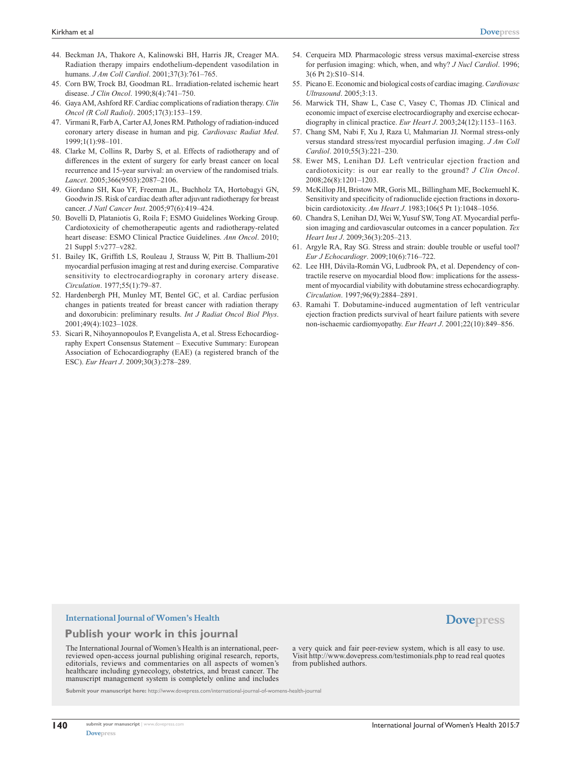44. Beckman JA, Thakore A, Kalinowski BH, Harris JR, Creager MA. Radiation therapy impairs endothelium-dependent vasodilation in humans. *J Am Coll Cardiol*. 2001;37(3):761–765.
45. Corn BW, Trock BJ, Goodman RL. Irradiation-related ischemic heart disease. *J Clin Oncol*. 1990;8(4):741–750.
46. Gaya AM, Ashford RF. Cardiac complications of radiation therapy. *Clin Oncol (R Coll Radiol)*. 2005;17(3):153–159.
47. Virmani R, Farb A, Carter AJ, Jones RM. Pathology of radiation-induced coronary artery disease in human and pig. *Cardiovasc Radiat Med*. 1999;1(1):98–101.
48. Clarke M, Collins R, Darby S, et al. Effects of radiotherapy and of differences in the extent of surgery for early breast cancer on local recurrence and 15-year survival: an overview of the randomised trials. *Lancet*. 2005;366(9503):2087–2106.
49. Giordano SH, Kuo YF, Freeman JL, Buchholz TA, Hortobagyi GN, Goodwin JS. Risk of cardiac death after adjuvant radiotherapy for breast cancer. *J Natl Cancer Inst*. 2005;97(6):419–424.
50. Bovelli D, Plataniotis G, Roila F; ESMO Guidelines Working Group. Cardiotoxicity of chemotherapeutic agents and radiotherapy-related heart disease: ESMO Clinical Practice Guidelines. *Ann Oncol*. 2010; 21 Suppl 5:v277–v282.
51. Bailey IK, Griffith LS, Rouleau J, Strauss W, Pitt B. Thallium-201 myocardial perfusion imaging at rest and during exercise. Comparative sensitivity to electrocardiography in coronary artery disease. *Circulation*. 1977;55(1):79–87.
52. Hardenbergh PH, Munley MT, Bentel GC, et al. Cardiac perfusion changes in patients treated for breast cancer with radiation therapy and doxorubicin: preliminary results. *Int J Radiat Oncol Biol Phys*. 2001;49(4):1023–1028.
53. Sicari R, Nihoyannopoulos P, Evangelista A, et al. Stress Echocardiography Expert Consensus Statement – Executive Summary: European Association of Echocardiography (EAE) (a registered branch of the ESC). *Eur Heart J*. 2009;30(3):278–289.
54. Cerqueira MD. Pharmacologic stress versus maximal-exercise stress for perfusion imaging: which, when, and why? *J Nucl Cardiol*. 1996; 3(6 Pt 2):S10–S14.
55. Picano E. Economic and biological costs of cardiac imaging. *Cardiovasc Ultrasound*. 2005;3:13.
56. Marwick TH, Shaw L, Case C, Vasey C, Thomas JD. Clinical and economic impact of exercise electrocardiography and exercise echocardiography in clinical practice. *Eur Heart J*. 2003;24(12):1153–1163.
57. Chang SM, Nabi F, Xu J, Raza U, Mahmarian JJ. Normal stress-only versus standard stress/rest myocardial perfusion imaging. *J Am Coll Cardiol*. 2010;55(3):221–230.
58. Ewer MS, Lenihan DJ. Left ventricular ejection fraction and cardiotoxicity: is our ear really to the ground? *J Clin Oncol*. 2008;26(8):1201–1203.
59. McKillop JH, Bristow MR, Goris ML, Billingham ME, Bockemuehl K. Sensitivity and specificity of radionuclide ejection fractions in doxorubicin cardiotoxicity. *Am Heart J*. 1983;106(5 Pt 1):1048–1056.
60. Chandra S, Lenihan DJ, Wei W, Yusuf SW, Tong AT. Myocardial perfusion imaging and cardiovascular outcomes in a cancer population. *Tex Heart Inst J*. 2009;36(3):205–213.
61. Argyle RA, Ray SG. Stress and strain: double trouble or useful tool? *Eur J Echocardiogr*. 2009;10(6):716–722.
62. Lee HH, Dávila-Román VG, Ludbrook PA, et al. Dependency of contractile reserve on myocardial blood flow: implications for the assessment of myocardial viability with dobutamine stress echocardiography. *Circulation*. 1997;96(9):2884–2891.
63. Ramahi T. Dobutamine-induced augmentation of left ventricular ejection fraction predicts survival of heart failure patients with severe non-ischaemic cardiomyopathy. *Eur Heart J*. 2001;22(10):849–856.

**International Journal of Women's Health**

**Dovepress**

## Publish your work in this journal

The International Journal of Women's Health is an international, peer-reviewed open-access journal publishing original research, reports, editorials, reviews and commentaries on all aspects of women's healthcare including gynecology, obstetrics, and breast cancer. The manuscript management system is completely online and includes a very quick and fair peer-review system, which is all easy to use. Visit http://www.dovepress.com/testimonials.php to read real quotes from published authors.

**Submit your manuscript here:** http://www.dovepress.com/international-journal-of-womens-health-journal